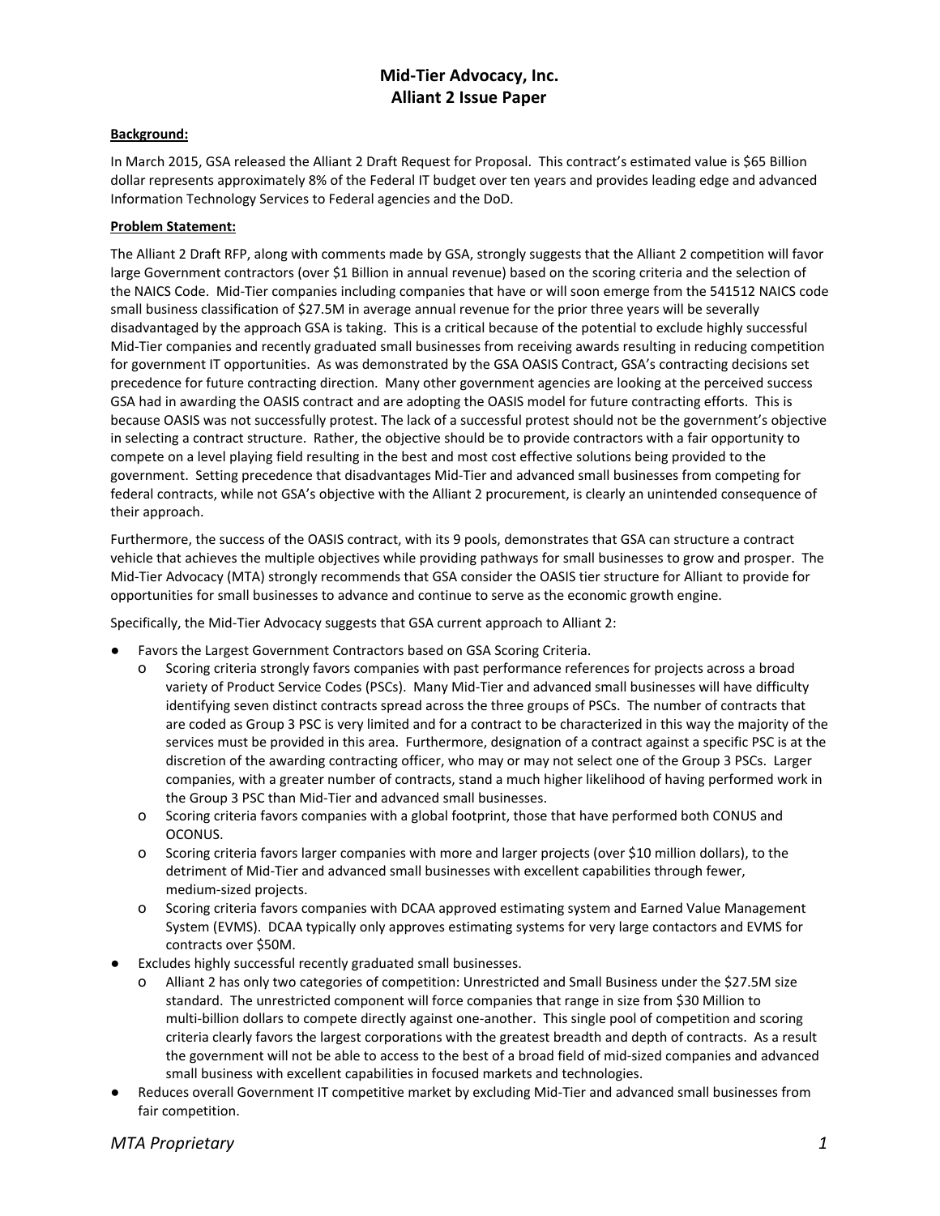# Mid-Tier Advocacy, Inc.
# Alliant 2 Issue Paper

**Background:**

In March 2015, GSA released the Alliant 2 Draft Request for Proposal. This contract's estimated value is $65 Billion dollar represents approximately 8% of the Federal IT budget over ten years and provides leading edge and advanced Information Technology Services to Federal agencies and the DoD.

**Problem Statement:**

The Alliant 2 Draft RFP, along with comments made by GSA, strongly suggests that the Alliant 2 competition will favor large Government contractors (over $1 Billion in annual revenue) based on the scoring criteria and the selection of the NAICS Code. Mid-Tier companies including companies that have or will soon emerge from the 541512 NAICS code small business classification of $27.5M in average annual revenue for the prior three years will be severally disadvantaged by the approach GSA is taking. This is a critical because of the potential to exclude highly successful Mid-Tier companies and recently graduated small businesses from receiving awards resulting in reducing competition for government IT opportunities. As was demonstrated by the GSA OASIS Contract, GSA's contracting decisions set precedence for future contracting direction. Many other government agencies are looking at the perceived success GSA had in awarding the OASIS contract and are adopting the OASIS model for future contracting efforts. This is because OASIS was not successfully protest. The lack of a successful protest should not be the government's objective in selecting a contract structure. Rather, the objective should be to provide contractors with a fair opportunity to compete on a level playing field resulting in the best and most cost effective solutions being provided to the government. Setting precedence that disadvantages Mid-Tier and advanced small businesses from competing for federal contracts, while not GSA's objective with the Alliant 2 procurement, is clearly an unintended consequence of their approach.

Furthermore, the success of the OASIS contract, with its 9 pools, demonstrates that GSA can structure a contract vehicle that achieves the multiple objectives while providing pathways for small businesses to grow and prosper. The Mid-Tier Advocacy (MTA) strongly recommends that GSA consider the OASIS tier structure for Alliant to provide for opportunities for small businesses to advance and continue to serve as the economic growth engine.

Specifically, the Mid-Tier Advocacy suggests that GSA current approach to Alliant 2:

- Favors the Largest Government Contractors based on GSA Scoring Criteria.
  - Scoring criteria strongly favors companies with past performance references for projects across a broad variety of Product Service Codes (PSCs). Many Mid-Tier and advanced small businesses will have difficulty identifying seven distinct contracts spread across the three groups of PSCs. The number of contracts that are coded as Group 3 PSC is very limited and for a contract to be characterized in this way the majority of the services must be provided in this area. Furthermore, designation of a contract against a specific PSC is at the discretion of the awarding contracting officer, who may or may not select one of the Group 3 PSCs. Larger companies, with a greater number of contracts, stand a much higher likelihood of having performed work in the Group 3 PSC than Mid-Tier and advanced small businesses.
  - Scoring criteria favors companies with a global footprint, those that have performed both CONUS and OCONUS.
  - Scoring criteria favors larger companies with more and larger projects (over $10 million dollars), to the detriment of Mid-Tier and advanced small businesses with excellent capabilities through fewer, medium-sized projects.
  - Scoring criteria favors companies with DCAA approved estimating system and Earned Value Management System (EVMS). DCAA typically only approves estimating systems for very large contactors and EVMS for contracts over $50M.
- Excludes highly successful recently graduated small businesses.
  - Alliant 2 has only two categories of competition: Unrestricted and Small Business under the $27.5M size standard. The unrestricted component will force companies that range in size from $30 Million to multi-billion dollars to compete directly against one-another. This single pool of competition and scoring criteria clearly favors the largest corporations with the greatest breadth and depth of contracts. As a result the government will not be able to access to the best of a broad field of mid-sized companies and advanced small business with excellent capabilities in focused markets and technologies.
- Reduces overall Government IT competitive market by excluding Mid-Tier and advanced small businesses from fair competition.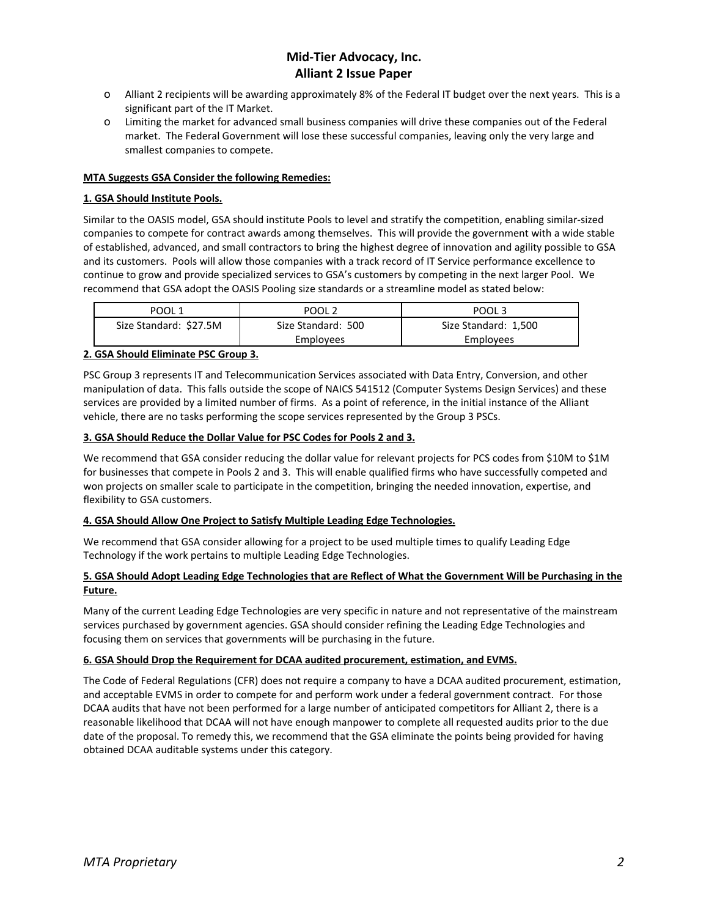- Alliant 2 recipients will be awarding approximately 8% of the Federal IT budget over the next years. This is a significant part of the IT Market.
- Limiting the market for advanced small business companies will drive these companies out of the Federal market. The Federal Government will lose these successful companies, leaving only the very large and smallest companies to compete.

**MTA Suggests GSA Consider the following Remedies:**

**1. GSA Should Institute Pools.**

Similar to the OASIS model, GSA should institute Pools to level and stratify the competition, enabling similar-sized companies to compete for contract awards among themselves. This will provide the government with a wide stable of established, advanced, and small contractors to bring the highest degree of innovation and agility possible to GSA and its customers. Pools will allow those companies with a track record of IT Service performance excellence to continue to grow and provide specialized services to GSA's customers by competing in the next larger Pool. We recommend that GSA adopt the OASIS Pooling size standards or a streamline model as stated below:

| POOL 1 | POOL 2 | POOL 3 |
|---|---|---|
| Size Standard: $27.5M | Size Standard: 500 Employees | Size Standard: 1,500 Employees |

**2. GSA Should Eliminate PSC Group 3.**

PSC Group 3 represents IT and Telecommunication Services associated with Data Entry, Conversion, and other manipulation of data. This falls outside the scope of NAICS 541512 (Computer Systems Design Services) and these services are provided by a limited number of firms. As a point of reference, in the initial instance of the Alliant vehicle, there are no tasks performing the scope services represented by the Group 3 PSCs.

**3. GSA Should Reduce the Dollar Value for PSC Codes for Pools 2 and 3.**

We recommend that GSA consider reducing the dollar value for relevant projects for PCS codes from $10M to $1M for businesses that compete in Pools 2 and 3. This will enable qualified firms who have successfully competed and won projects on smaller scale to participate in the competition, bringing the needed innovation, expertise, and flexibility to GSA customers.

**4. GSA Should Allow One Project to Satisfy Multiple Leading Edge Technologies.**

We recommend that GSA consider allowing for a project to be used multiple times to qualify Leading Edge Technology if the work pertains to multiple Leading Edge Technologies.

**5. GSA Should Adopt Leading Edge Technologies that are Reflect of What the Government Will be Purchasing in the Future.**

Many of the current Leading Edge Technologies are very specific in nature and not representative of the mainstream services purchased by government agencies. GSA should consider refining the Leading Edge Technologies and focusing them on services that governments will be purchasing in the future.

**6. GSA Should Drop the Requirement for DCAA audited procurement, estimation, and EVMS.**

The Code of Federal Regulations (CFR) does not require a company to have a DCAA audited procurement, estimation, and acceptable EVMS in order to compete for and perform work under a federal government contract. For those DCAA audits that have not been performed for a large number of anticipated competitors for Alliant 2, there is a reasonable likelihood that DCAA will not have enough manpower to complete all requested audits prior to the due date of the proposal. To remedy this, we recommend that the GSA eliminate the points being provided for having obtained DCAA auditable systems under this category.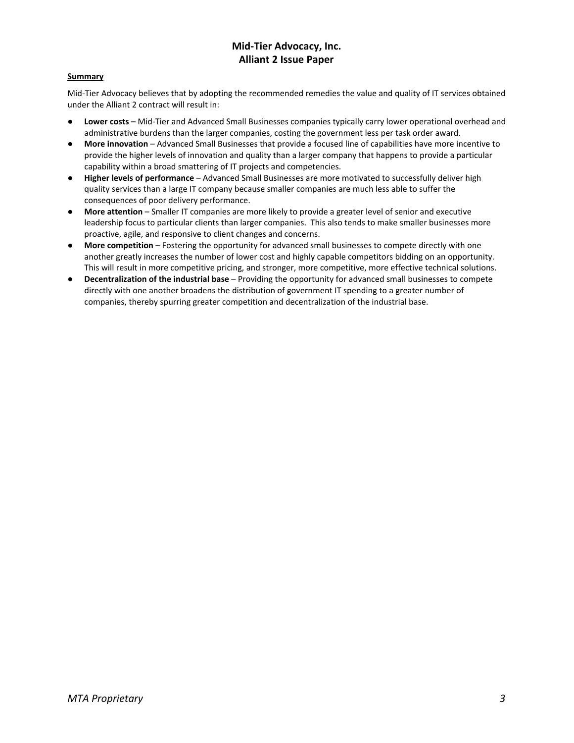# Mid-Tier Advocacy, Inc.
## Alliant 2 Issue Paper

**Summary**

Mid-Tier Advocacy believes that by adopting the recommended remedies the value and quality of IT services obtained under the Alliant 2 contract will result in:

- **Lower costs** – Mid-Tier and Advanced Small Businesses companies typically carry lower operational overhead and administrative burdens than the larger companies, costing the government less per task order award.
- **More innovation** – Advanced Small Businesses that provide a focused line of capabilities have more incentive to provide the higher levels of innovation and quality than a larger company that happens to provide a particular capability within a broad smattering of IT projects and competencies.
- **Higher levels of performance** – Advanced Small Businesses are more motivated to successfully deliver high quality services than a large IT company because smaller companies are much less able to suffer the consequences of poor delivery performance.
- **More attention** – Smaller IT companies are more likely to provide a greater level of senior and executive leadership focus to particular clients than larger companies. This also tends to make smaller businesses more proactive, agile, and responsive to client changes and concerns.
- **More competition** – Fostering the opportunity for advanced small businesses to compete directly with one another greatly increases the number of lower cost and highly capable competitors bidding on an opportunity. This will result in more competitive pricing, and stronger, more competitive, more effective technical solutions.
- **Decentralization of the industrial base** – Providing the opportunity for advanced small businesses to compete directly with one another broadens the distribution of government IT spending to a greater number of companies, thereby spurring greater competition and decentralization of the industrial base.